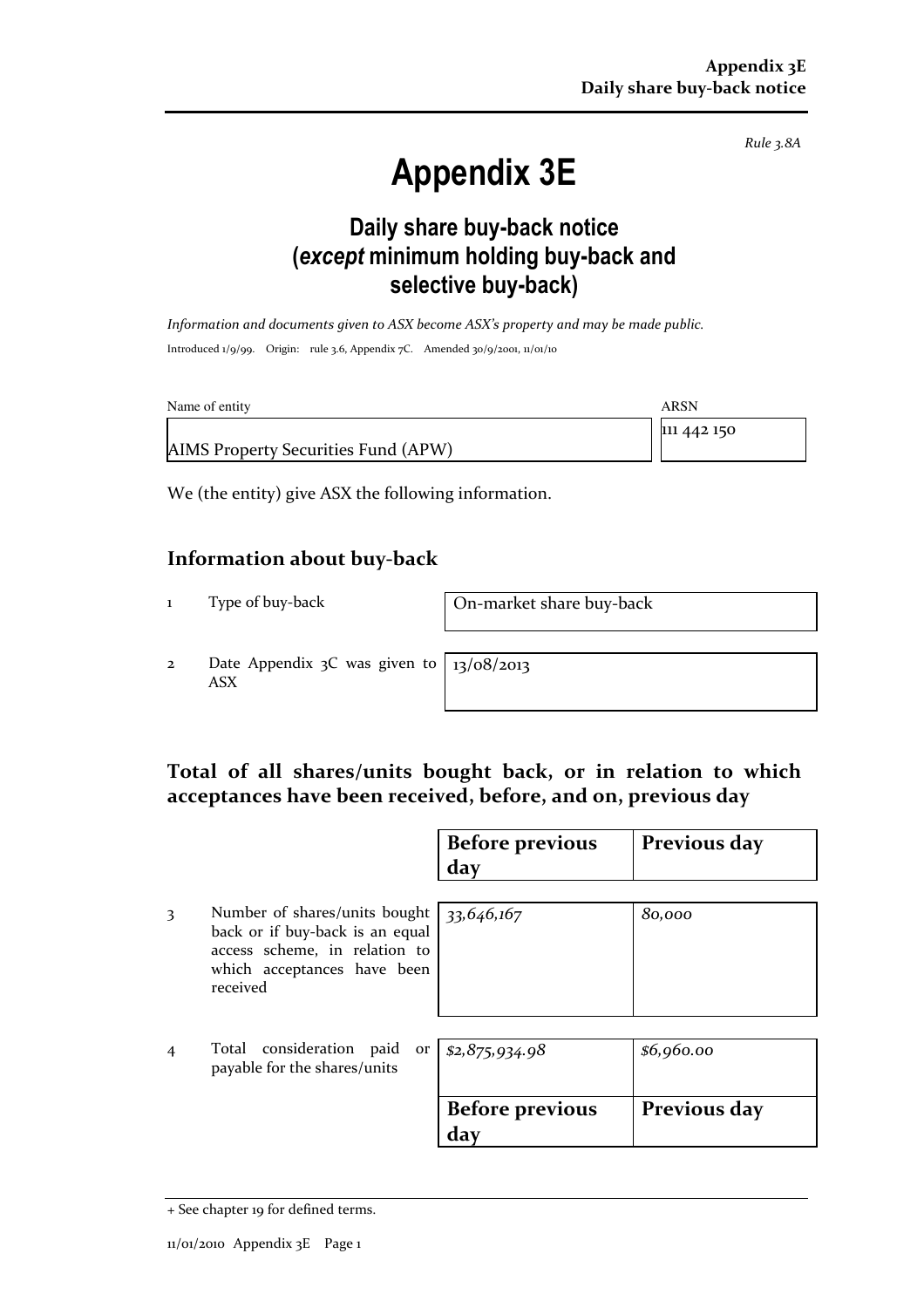*Rule 3.8A*

# Appendix 3E

## Daily share buy-back notice (*except* minimum holding buy-back and selective buy-back)

*Information and documents given to ASX become ASX's property and may be made public.*

Introduced 1/9/99. Origin: rule 3.6, Appendix 7C. Amended 30/9/2001, 11/01/10

| Name of entity | ARSN |
|---|---|
| AIMS Property Securities Fund (APW) | 111 442 150 |

We (the entity) give ASX the following information.

## Information about buy-back

| | | |
|---|---|---|
| 1 | Type of buy-back | On-market share buy-back |
| 2 | Date Appendix 3C was given to ASX | 13/08/2013 |

## Total of all shares/units bought back, or in relation to which acceptances have been received, before, and on, previous day

| | | Before previous day | Previous day |
|---|---|---|---|
| 3 | Number of shares/units bought back or if buy-back is an equal access scheme, in relation to which acceptances have been received | *33,646,167* | *80,000* |
| 4 | Total consideration paid or payable for the shares/units | *$2,875,934.98* | *$6,960.00* |

+ See chapter 19 for defined terms.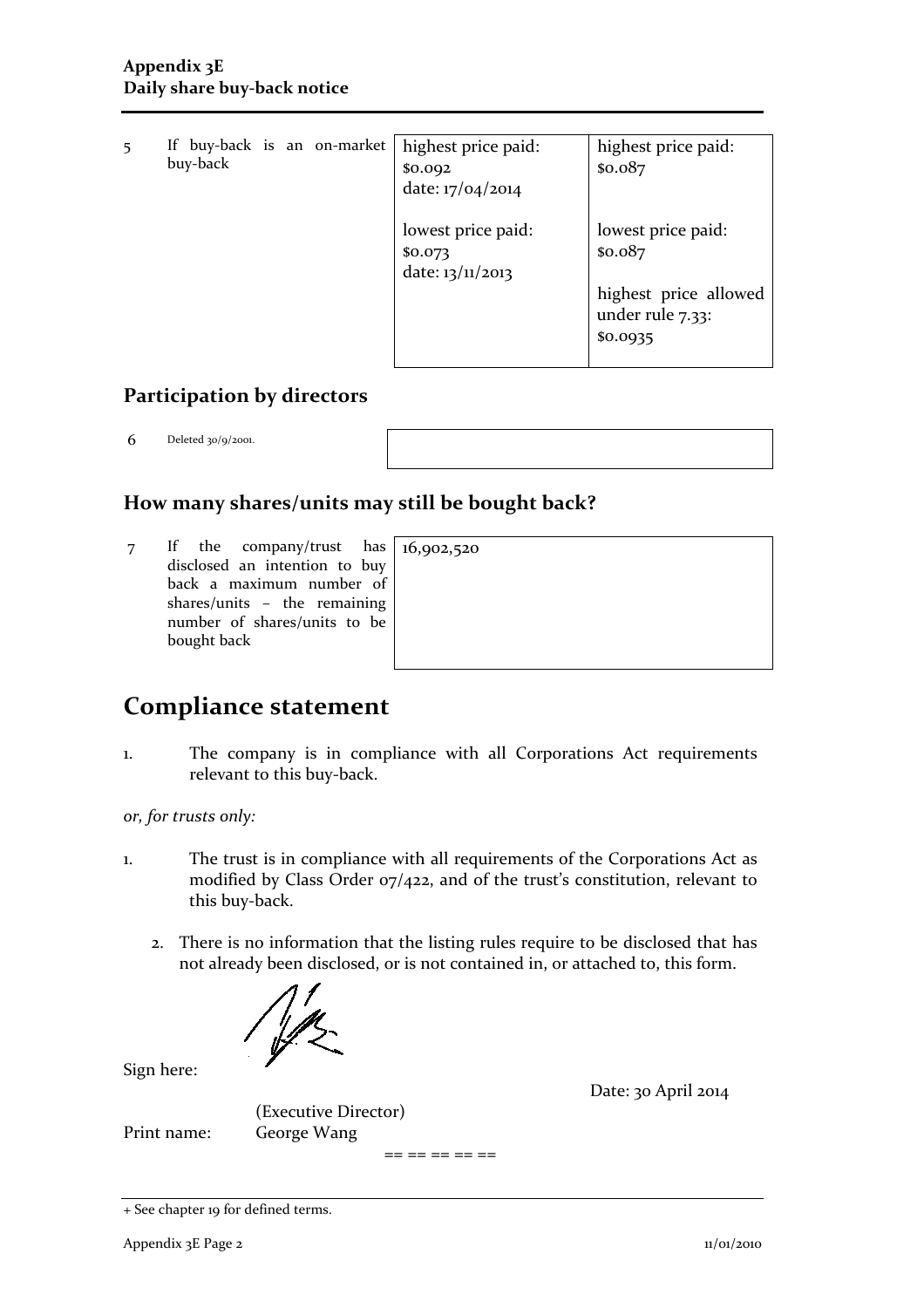| | | | |
|---|---|---|---|
| 5 | If buy-back is an on-market buy-back | highest price paid: $0.092<br>date: 17/04/2014<br><br>lowest price paid: $0.073<br>date: 13/11/2013 | highest price paid: $0.087<br><br>lowest price paid: $0.087<br><br>highest price allowed under rule 7.33: $0.0935 |

## Participation by directors

| | | |
|---|---|---|
| 6 | Deleted 30/9/2001. | |

## How many shares/units may still be bought back?

| | | |
|---|---|---|
| 7 | If the company/trust has disclosed an intention to buy back a maximum number of shares/units – the remaining number of shares/units to be bought back | 16,902,520 |

# Compliance statement

1. The company is in compliance with all Corporations Act requirements relevant to this buy-back.

*or, for trusts only:*

1. The trust is in compliance with all requirements of the Corporations Act as modified by Class Order 07/422, and of the trust's constitution, relevant to this buy-back.

2. There is no information that the listing rules require to be disclosed that has not already been disclosed, or is not contained in, or attached to, this form.

Sign here:

Date: 30 April 2014

(Executive Director)

Print name: George Wang

== == == == ==

+ See chapter 19 for defined terms.